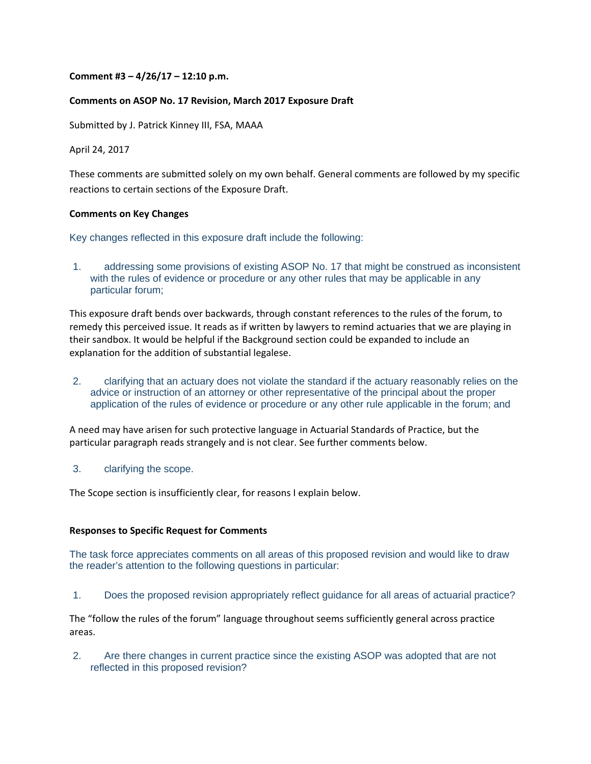**Comment #3 – 4/26/17 – 12:10 p.m.**

**Comments on ASOP No. 17 Revision, March 2017 Exposure Draft**

Submitted by J. Patrick Kinney III, FSA, MAAA

April 24, 2017

These comments are submitted solely on my own behalf. General comments are followed by my specific reactions to certain sections of the Exposure Draft.

**Comments on Key Changes**

Key changes reflected in this exposure draft include the following:

1. addressing some provisions of existing ASOP No. 17 that might be construed as inconsistent with the rules of evidence or procedure or any other rules that may be applicable in any particular forum;

This exposure draft bends over backwards, through constant references to the rules of the forum, to remedy this perceived issue. It reads as if written by lawyers to remind actuaries that we are playing in their sandbox. It would be helpful if the Background section could be expanded to include an explanation for the addition of substantial legalese.

2. clarifying that an actuary does not violate the standard if the actuary reasonably relies on the advice or instruction of an attorney or other representative of the principal about the proper application of the rules of evidence or procedure or any other rule applicable in the forum; and

A need may have arisen for such protective language in Actuarial Standards of Practice, but the particular paragraph reads strangely and is not clear. See further comments below.

3. clarifying the scope.

The Scope section is insufficiently clear, for reasons I explain below.

**Responses to Specific Request for Comments**

The task force appreciates comments on all areas of this proposed revision and would like to draw the reader's attention to the following questions in particular:

1. Does the proposed revision appropriately reflect guidance for all areas of actuarial practice?

The "follow the rules of the forum" language throughout seems sufficiently general across practice areas.

2. Are there changes in current practice since the existing ASOP was adopted that are not reflected in this proposed revision?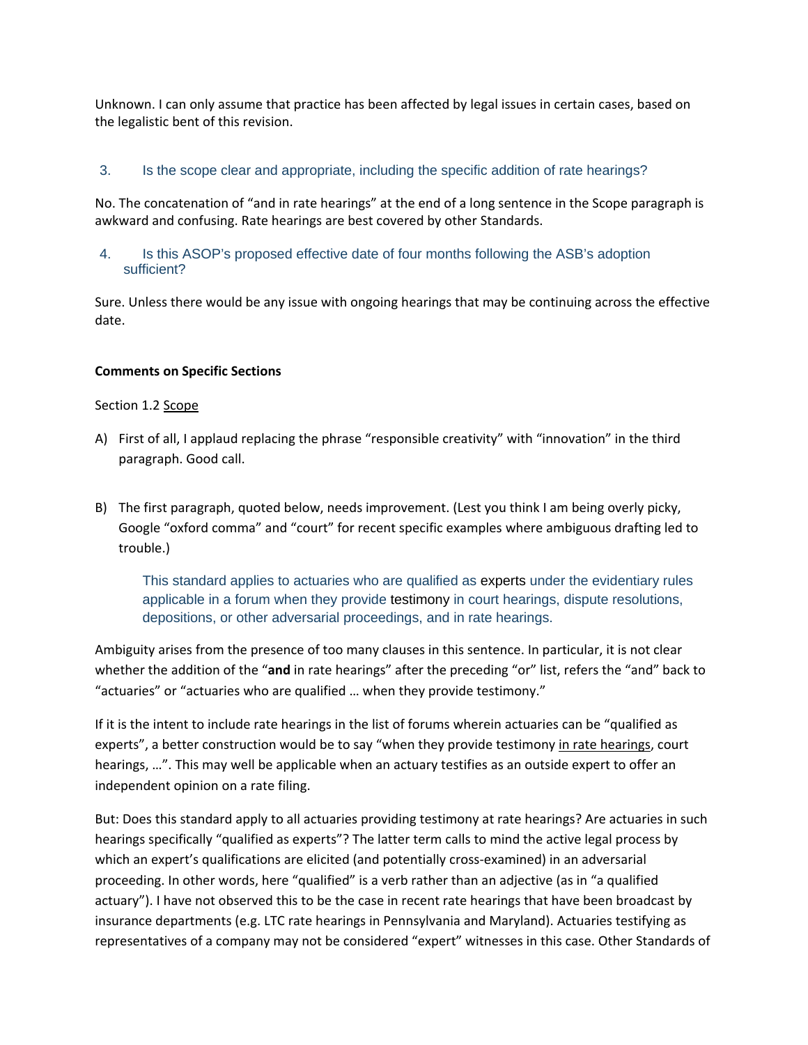Unknown. I can only assume that practice has been affected by legal issues in certain cases, based on the legalistic bent of this revision.

3. Is the scope clear and appropriate, including the specific addition of rate hearings?

No. The concatenation of "and in rate hearings" at the end of a long sentence in the Scope paragraph is awkward and confusing. Rate hearings are best covered by other Standards.

4. Is this ASOP's proposed effective date of four months following the ASB's adoption sufficient?

Sure. Unless there would be any issue with ongoing hearings that may be continuing across the effective date.

**Comments on Specific Sections**

Section 1.2 Scope

A) First of all, I applaud replacing the phrase "responsible creativity" with "innovation" in the third paragraph. Good call.

B) The first paragraph, quoted below, needs improvement. (Lest you think I am being overly picky, Google "oxford comma" and "court" for recent specific examples where ambiguous drafting led to trouble.)

> This standard applies to actuaries who are qualified as experts under the evidentiary rules applicable in a forum when they provide testimony in court hearings, dispute resolutions, depositions, or other adversarial proceedings, and in rate hearings.

Ambiguity arises from the presence of too many clauses in this sentence. In particular, it is not clear whether the addition of the "**and** in rate hearings" after the preceding "or" list, refers the "and" back to "actuaries" or "actuaries who are qualified … when they provide testimony."

If it is the intent to include rate hearings in the list of forums wherein actuaries can be "qualified as experts", a better construction would be to say "when they provide testimony <u>in rate hearings</u>, court hearings, …". This may well be applicable when an actuary testifies as an outside expert to offer an independent opinion on a rate filing.

But: Does this standard apply to all actuaries providing testimony at rate hearings? Are actuaries in such hearings specifically "qualified as experts"? The latter term calls to mind the active legal process by which an expert's qualifications are elicited (and potentially cross-examined) in an adversarial proceeding. In other words, here "qualified" is a verb rather than an adjective (as in "a qualified actuary"). I have not observed this to be the case in recent rate hearings that have been broadcast by insurance departments (e.g. LTC rate hearings in Pennsylvania and Maryland). Actuaries testifying as representatives of a company may not be considered "expert" witnesses in this case. Other Standards of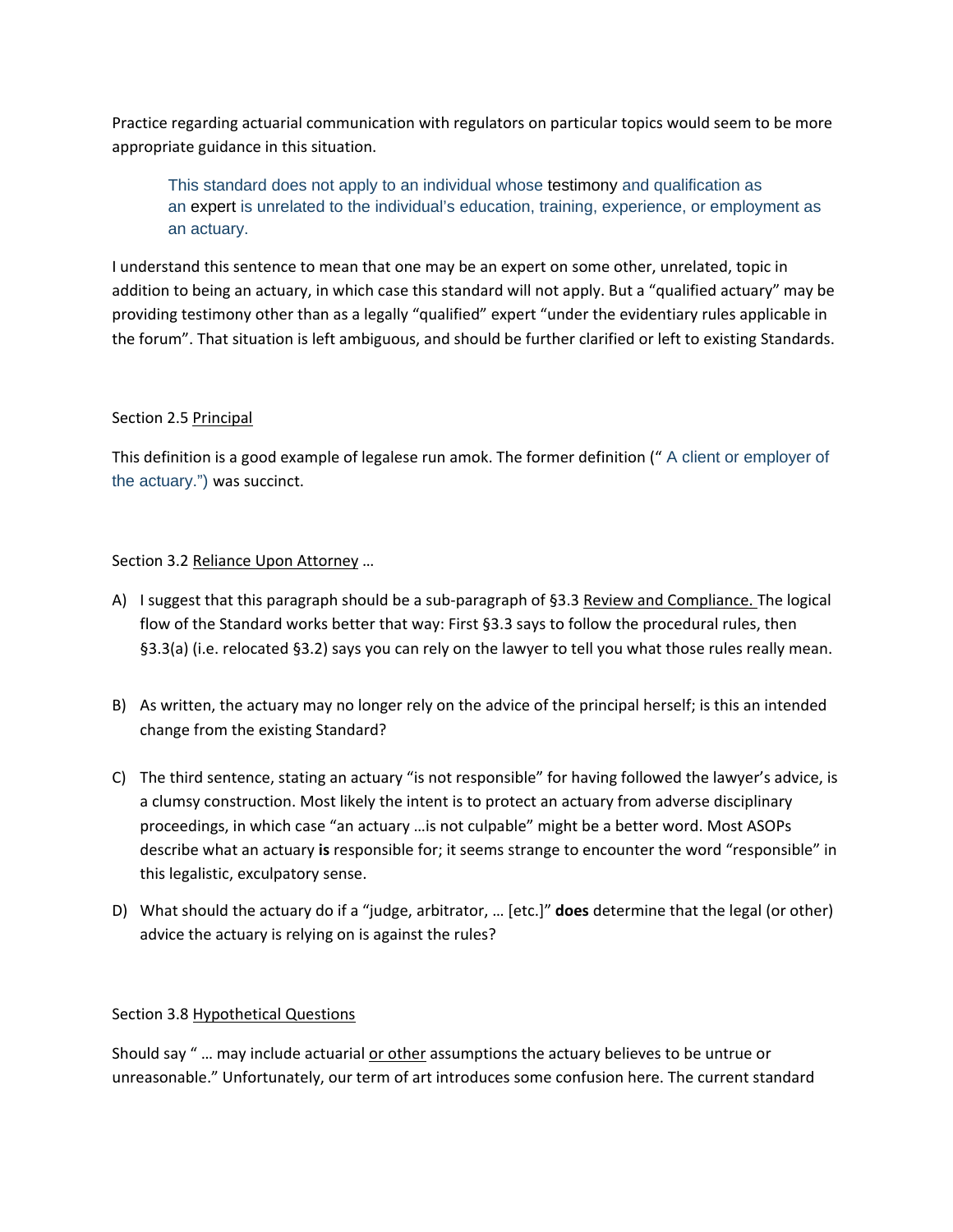Practice regarding actuarial communication with regulators on particular topics would seem to be more appropriate guidance in this situation.

> This standard does not apply to an individual whose testimony and qualification as an expert is unrelated to the individual's education, training, experience, or employment as an actuary.

I understand this sentence to mean that one may be an expert on some other, unrelated, topic in addition to being an actuary, in which case this standard will not apply. But a "qualified actuary" may be providing testimony other than as a legally "qualified" expert "under the evidentiary rules applicable in the forum". That situation is left ambiguous, and should be further clarified or left to existing Standards.

Section 2.5 Principal

This definition is a good example of legalese run amok. The former definition (" A client or employer of the actuary.") was succinct.

Section 3.2 Reliance Upon Attorney …

A) I suggest that this paragraph should be a sub-paragraph of §3.3 Review and Compliance. The logical flow of the Standard works better that way: First §3.3 says to follow the procedural rules, then §3.3(a) (i.e. relocated §3.2) says you can rely on the lawyer to tell you what those rules really mean.

B) As written, the actuary may no longer rely on the advice of the principal herself; is this an intended change from the existing Standard?

C) The third sentence, stating an actuary "is not responsible" for having followed the lawyer's advice, is a clumsy construction. Most likely the intent is to protect an actuary from adverse disciplinary proceedings, in which case "an actuary …is not culpable" might be a better word. Most ASOPs describe what an actuary **is** responsible for; it seems strange to encounter the word "responsible" in this legalistic, exculpatory sense.

D) What should the actuary do if a "judge, arbitrator, … [etc.]" **does** determine that the legal (or other) advice the actuary is relying on is against the rules?

Section 3.8 Hypothetical Questions

Should say " … may include actuarial or other assumptions the actuary believes to be untrue or unreasonable." Unfortunately, our term of art introduces some confusion here. The current standard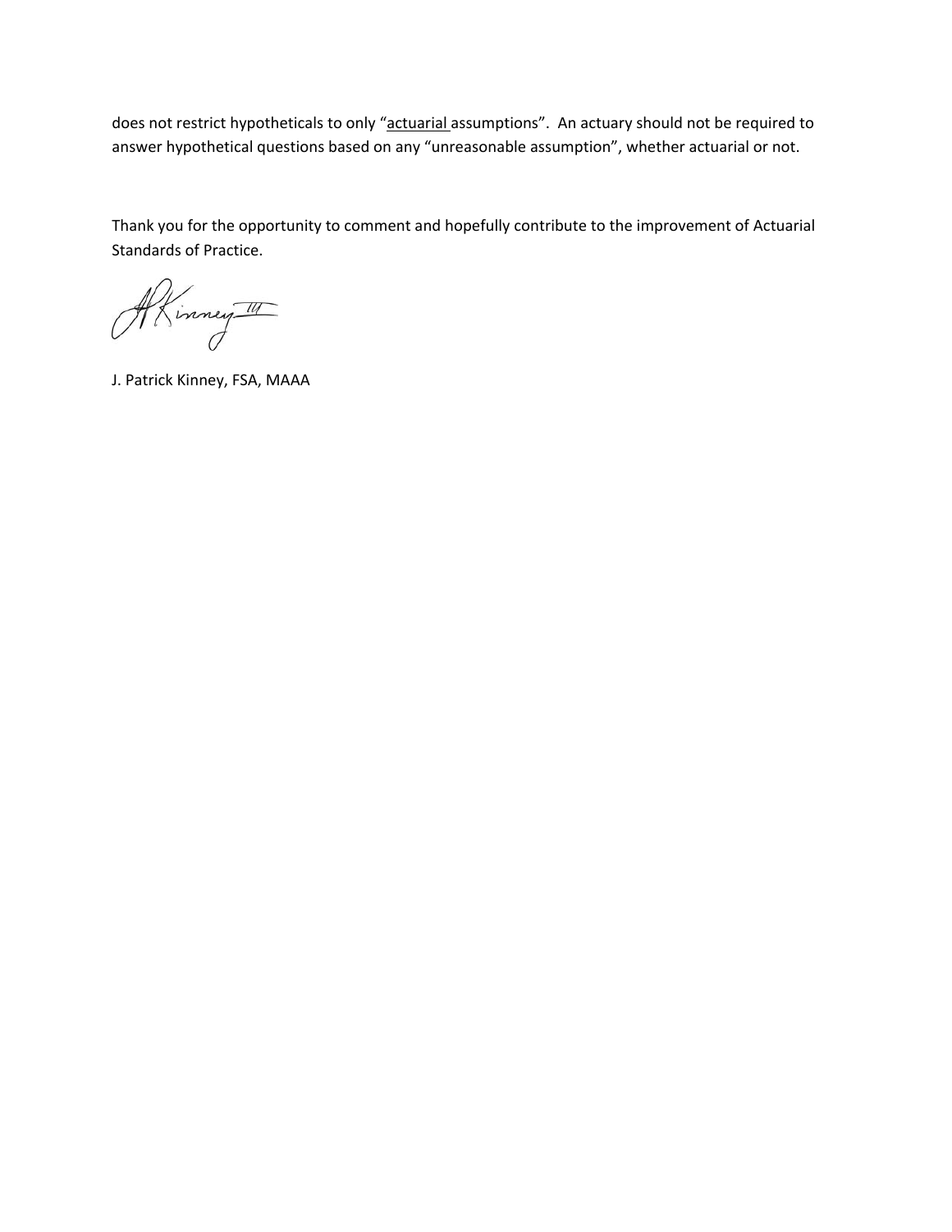does not restrict hypotheticals to only "<u>actuarial</u> assumptions". An actuary should not be required to answer hypothetical questions based on any "unreasonable assumption", whether actuarial or not.

Thank you for the opportunity to comment and hopefully contribute to the improvement of Actuarial Standards of Practice.

J. Patrick Kinney, FSA, MAAA